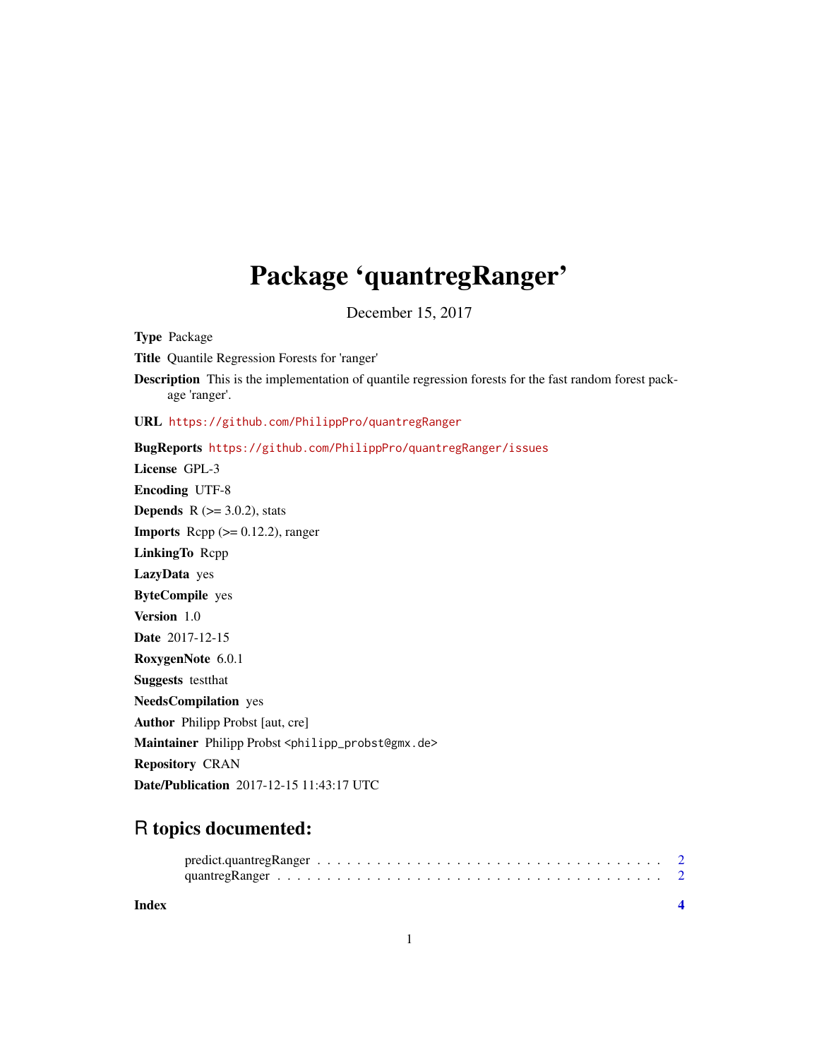# Package 'quantregRanger'

December 15, 2017

**Type** Package

**Title** Quantile Regression Forests for 'ranger'

**Description** This is the implementation of quantile regression forests for the fast random forest package 'ranger'.

**URL** https://github.com/PhilippPro/quantregRanger

**BugReports** https://github.com/PhilippPro/quantregRanger/issues

**License** GPL-3

**Encoding** UTF-8

**Depends** R (>= 3.0.2), stats

**Imports** Rcpp (>= 0.12.2), ranger

**LinkingTo** Rcpp

**LazyData** yes

**ByteCompile** yes

**Version** 1.0

**Date** 2017-12-15

**RoxygenNote** 6.0.1

**Suggests** testthat

**NeedsCompilation** yes

**Author** Philipp Probst [aut, cre]

**Maintainer** Philipp Probst <philipp_probst@gmx.de>

**Repository** CRAN

**Date/Publication** 2017-12-15 11:43:17 UTC

## R topics documented:

predict.quantregRanger . . . . . . . . . . . . . . . . . . . . . . . . . . . . . . . . . . 2
quantregRanger . . . . . . . . . . . . . . . . . . . . . . . . . . . . . . . . . . . . . . 2

**Index** **4**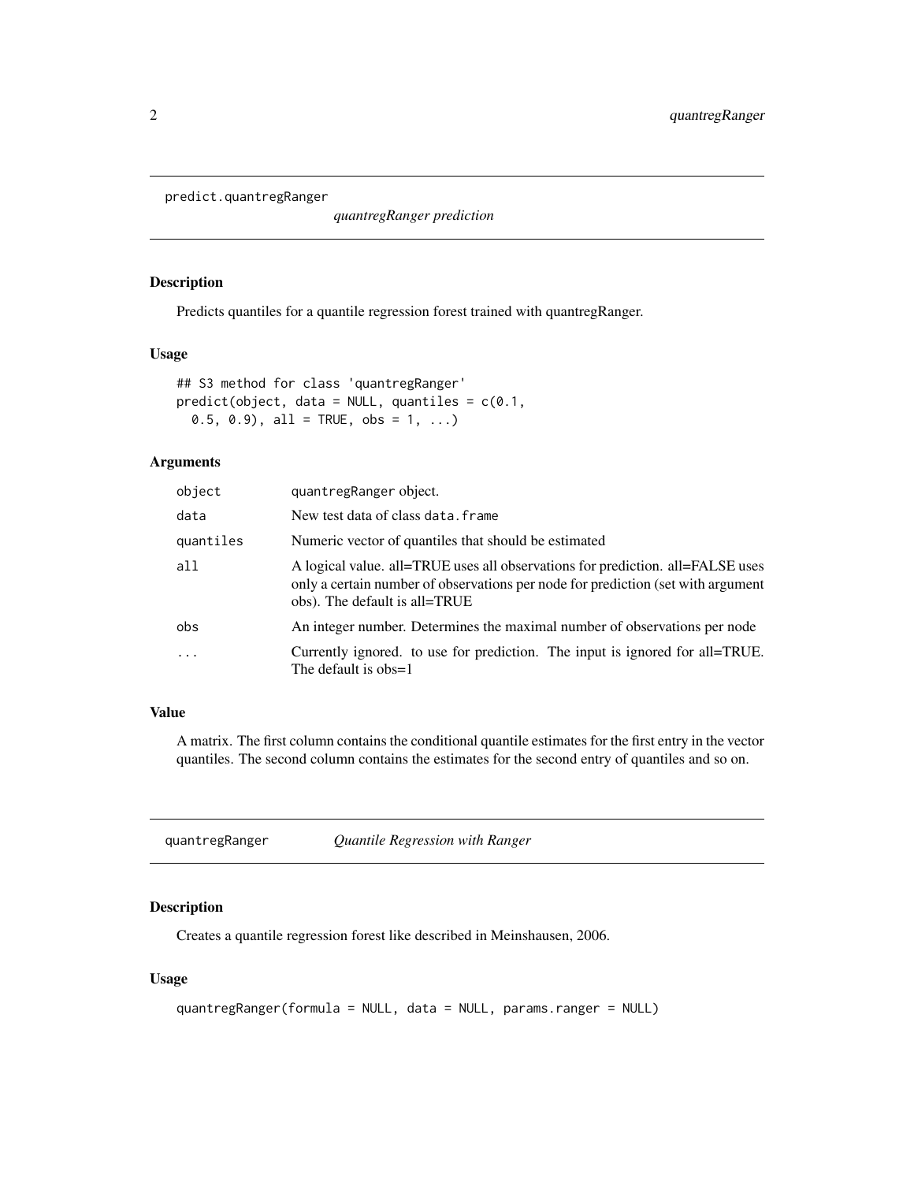## predict.quantregRanger

*quantregRanger prediction*

### Description

Predicts quantiles for a quantile regression forest trained with quantregRanger.

### Usage

```
## S3 method for class 'quantregRanger'
predict(object, data = NULL, quantiles = c(0.1,
  0.5, 0.9), all = TRUE, obs = 1, ...)
```

### Arguments

| | |
|---|---|
| object | quantregRanger object. |
| data | New test data of class data.frame |
| quantiles | Numeric vector of quantiles that should be estimated |
| all | A logical value. all=TRUE uses all observations for prediction. all=FALSE uses only a certain number of observations per node for prediction (set with argument obs). The default is all=TRUE |
| obs | An integer number. Determines the maximal number of observations per node |
| ... | Currently ignored. to use for prediction. The input is ignored for all=TRUE. The default is obs=1 |

### Value

A matrix. The first column contains the conditional quantile estimates for the first entry in the vector quantiles. The second column contains the estimates for the second entry of quantiles and so on.

## quantregRanger

*Quantile Regression with Ranger*

### Description

Creates a quantile regression forest like described in Meinshausen, 2006.

### Usage

```
quantregRanger(formula = NULL, data = NULL, params.ranger = NULL)
```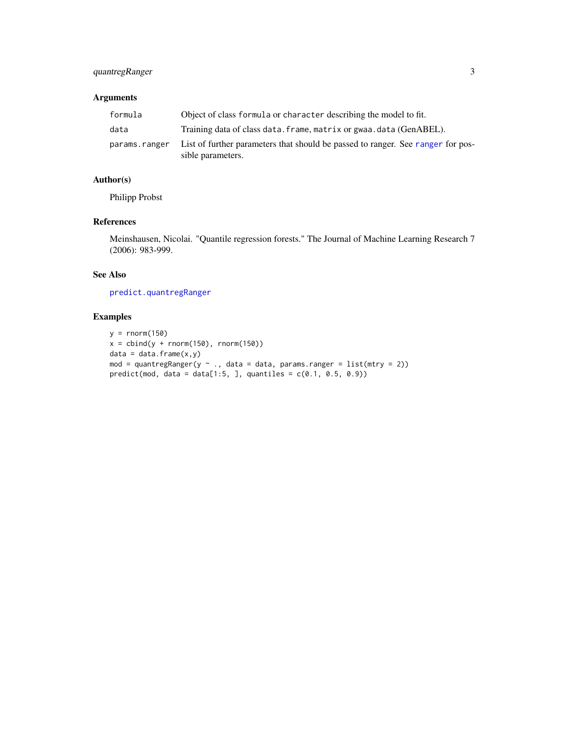## Arguments

| | |
|---|---|
| `formula` | Object of class `formula` or `character` describing the model to fit. |
| `data` | Training data of class `data.frame`, `matrix` or `gwaa.data` (GenABEL). |
| `params.ranger` | List of further parameters that should be passed to ranger. See `ranger` for possible parameters. |

## Author(s)

Philipp Probst

## References

Meinshausen, Nicolai. "Quantile regression forests." The Journal of Machine Learning Research 7 (2006): 983-999.

## See Also

`predict.quantregRanger`

## Examples

```
y = rnorm(150)
x = cbind(y + rnorm(150), rnorm(150))
data = data.frame(x,y)
mod = quantregRanger(y ~ ., data = data, params.ranger = list(mtry = 2))
predict(mod, data = data[1:5, ], quantiles = c(0.1, 0.5, 0.9))
```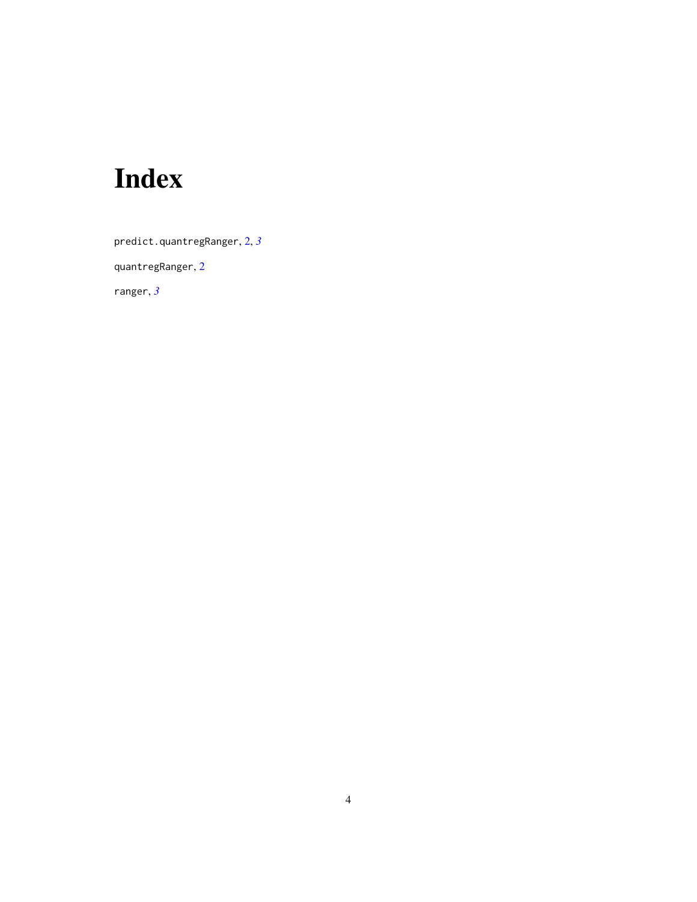# Index

predict.quantregRanger, 2, *3*

quantregRanger, 2

ranger, *3*